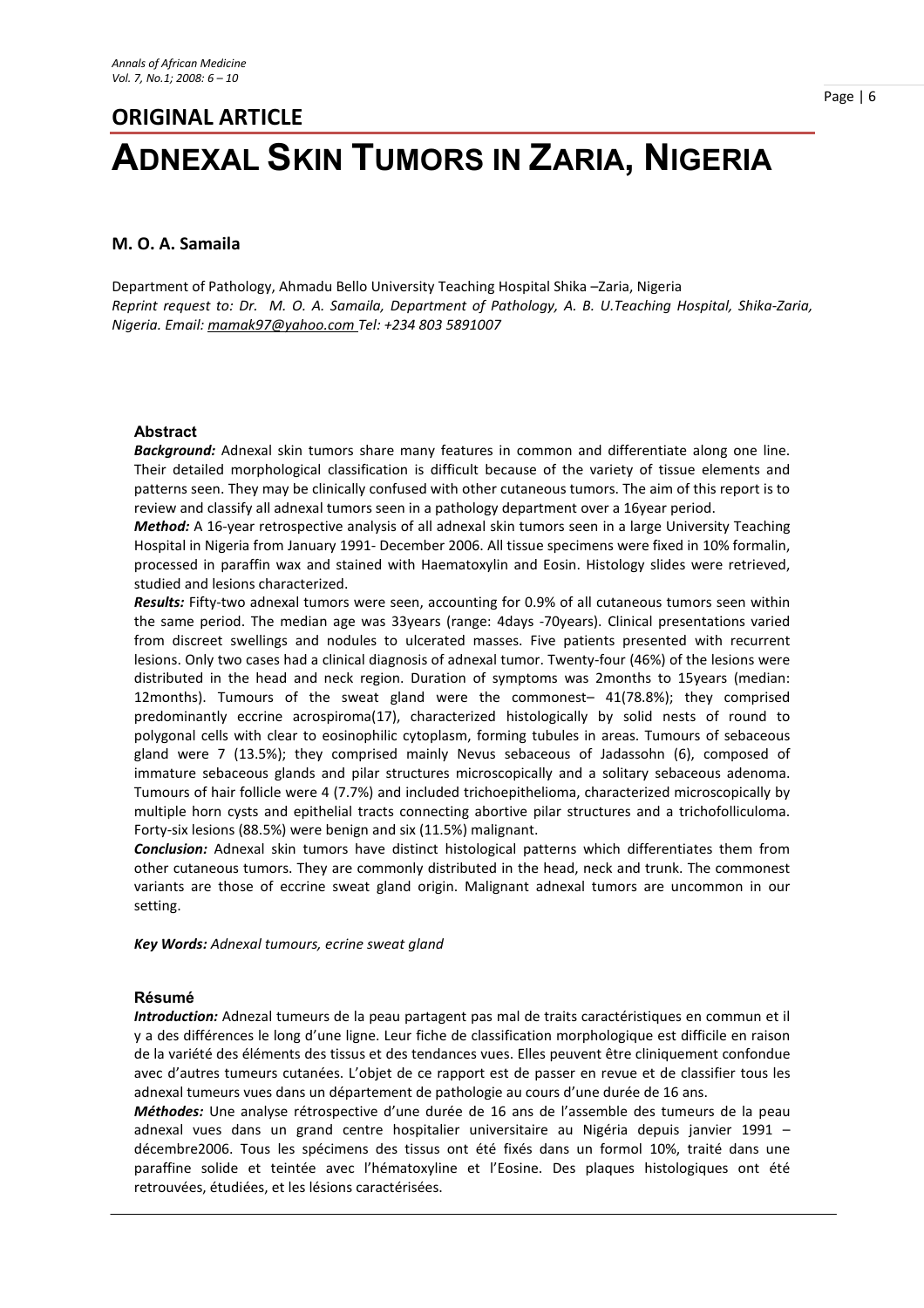**ORIGINAL ARTICLE**

# ADNEXAL SKIN TUMORS IN ZARIA, NIGERIA

**M. O. A. Samaila**

Department of Pathology, Ahmadu Bello University Teaching Hospital Shika –Zaria, Nigeria
*Reprint request to: Dr. M. O. A. Samaila, Department of Pathology, A. B. U.Teaching Hospital, Shika-Zaria, Nigeria. Email: mamak97@yahoo.com Tel: +234 803 5891007*

### Abstract

***Background:*** Adnexal skin tumors share many features in common and differentiate along one line. Their detailed morphological classification is difficult because of the variety of tissue elements and patterns seen. They may be clinically confused with other cutaneous tumors. The aim of this report is to review and classify all adnexal tumors seen in a pathology department over a 16year period.

***Method:*** A 16-year retrospective analysis of all adnexal skin tumors seen in a large University Teaching Hospital in Nigeria from January 1991- December 2006. All tissue specimens were fixed in 10% formalin, processed in paraffin wax and stained with Haematoxylin and Eosin. Histology slides were retrieved, studied and lesions characterized.

***Results:*** Fifty-two adnexal tumors were seen, accounting for 0.9% of all cutaneous tumors seen within the same period. The median age was 33years (range: 4days -70years). Clinical presentations varied from discreet swellings and nodules to ulcerated masses. Five patients presented with recurrent lesions. Only two cases had a clinical diagnosis of adnexal tumor. Twenty-four (46%) of the lesions were distributed in the head and neck region. Duration of symptoms was 2months to 15years (median: 12months). Tumours of the sweat gland were the commonest– 41(78.8%); they comprised predominantly eccrine acrospiroma(17), characterized histologically by solid nests of round to polygonal cells with clear to eosinophilic cytoplasm, forming tubules in areas. Tumours of sebaceous gland were 7 (13.5%); they comprised mainly Nevus sebaceous of Jadassohn (6), composed of immature sebaceous glands and pilar structures microscopically and a solitary sebaceous adenoma. Tumours of hair follicle were 4 (7.7%) and included trichoepithelioma, characterized microscopically by multiple horn cysts and epithelial tracts connecting abortive pilar structures and a trichofolliculoma. Forty-six lesions (88.5%) were benign and six (11.5%) malignant.

***Conclusion:*** Adnexal skin tumors have distinct histological patterns which differentiates them from other cutaneous tumors. They are commonly distributed in the head, neck and trunk. The commonest variants are those of eccrine sweat gland origin. Malignant adnexal tumors are uncommon in our setting.

***Key Words:*** *Adnexal tumours, ecrine sweat gland*

### Résumé

***Introduction:*** Adnezal tumeurs de la peau partagent pas mal de traits caractéristiques en commun et il y a des différences le long d'une ligne. Leur fiche de classification morphologique est difficile en raison de la variété des éléments des tissus et des tendances vues. Elles peuvent être cliniquement confondue avec d'autres tumeurs cutanées. L'objet de ce rapport est de passer en revue et de classifier tous les adnexal tumeurs vues dans un département de pathologie au cours d'une durée de 16 ans.

***Méthodes:*** Une analyse rétrospective d'une durée de 16 ans de l'assemble des tumeurs de la peau adnexal vues dans un grand centre hospitalier universitaire au Nigéria depuis janvier 1991 – décembre2006. Tous les spécimens des tissus ont été fixés dans un formol 10%, traité dans une paraffine solide et teintée avec l'hématoxyline et l'Eosine. Des plaques histologiques ont été retrouvées, étudiées, et les lésions caractérisées.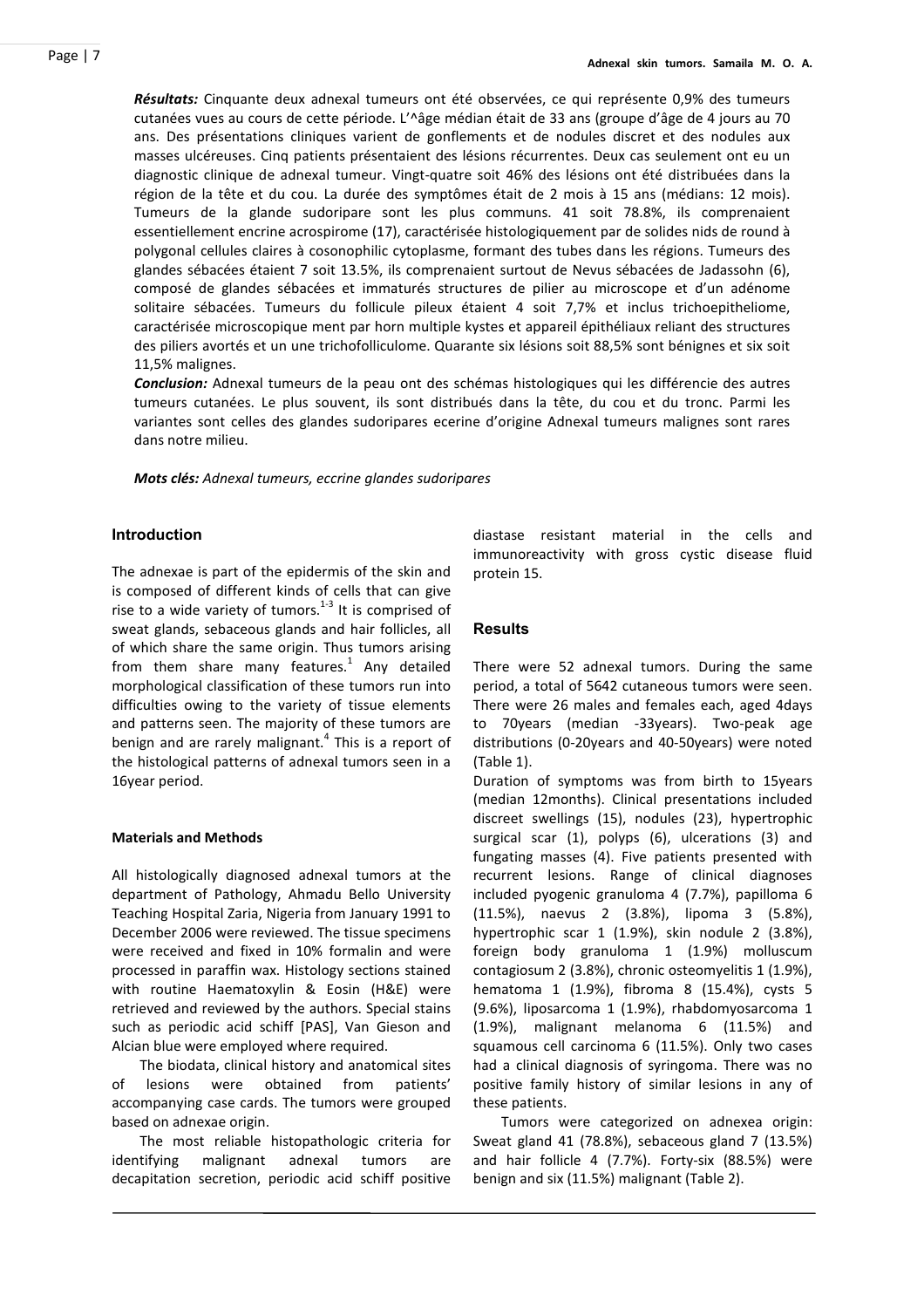***Résultats:*** Cinquante deux adnexal tumeurs ont été observées, ce qui représente 0,9% des tumeurs cutanées vues au cours de cette période. L'^âge médian était de 33 ans (groupe d'âge de 4 jours au 70 ans. Des présentations cliniques varient de gonflements et de nodules discret et des nodules aux masses ulcéreuses. Cinq patients présentaient des lésions récurrentes. Deux cas seulement ont eu un diagnostic clinique de adnexal tumeur. Vingt-quatre soit 46% des lésions ont été distribuées dans la région de la tête et du cou. La durée des symptômes était de 2 mois à 15 ans (médians: 12 mois). Tumeurs de la glande sudoripare sont les plus communs. 41 soit 78.8%, ils comprenaient essentiellement encrine acrospirome (17), caractérisée histologiquement par de solides nids de round à polygonal cellules claires à cosonophilic cytoplasme, formant des tubes dans les régions. Tumeurs des glandes sébacées étaient 7 soit 13.5%, ils comprenaient surtout de Nevus sébacées de Jadassohn (6), composé de glandes sébacées et immaturés structures de pilier au microscope et d'un adénome solitaire sébacées. Tumeurs du follicule pileux étaient 4 soit 7,7% et inclus trichoepitheliome, caractérisée microscopique ment par horn multiple kystes et appareil épithéliaux reliant des structures des piliers avortés et un une trichofolliculome. Quarante six lésions soit 88,5% sont bénignes et six soit 11,5% malignes.

***Conclusion:*** Adnexal tumeurs de la peau ont des schémas histologiques qui les différencie des autres tumeurs cutanées. Le plus souvent, ils sont distribués dans la tête, du cou et du tronc. Parmi les variantes sont celles des glandes sudoripares ecerine d'origine Adnexal tumeurs malignes sont rares dans notre milieu.

***Mots clés:*** *Adnexal tumeurs, eccrine glandes sudoripares*

## Introduction

The adnexae is part of the epidermis of the skin and is composed of different kinds of cells that can give rise to a wide variety of tumors.[1-3] It is comprised of sweat glands, sebaceous glands and hair follicles, all of which share the same origin. Thus tumors arising from them share many features.[1] Any detailed morphological classification of these tumors run into difficulties owing to the variety of tissue elements and patterns seen. The majority of these tumors are benign and are rarely malignant.[4] This is a report of the histological patterns of adnexal tumors seen in a 16year period.

### Materials and Methods

All histologically diagnosed adnexal tumors at the department of Pathology, Ahmadu Bello University Teaching Hospital Zaria, Nigeria from January 1991 to December 2006 were reviewed. The tissue specimens were received and fixed in 10% formalin and were processed in paraffin wax. Histology sections stained with routine Haematoxylin & Eosin (H&E) were retrieved and reviewed by the authors. Special stains such as periodic acid schiff [PAS], Van Gieson and Alcian blue were employed where required.

The biodata, clinical history and anatomical sites of lesions were obtained from patients' accompanying case cards. The tumors were grouped based on adnexae origin.

The most reliable histopathologic criteria for identifying malignant adnexal tumors are decapitation secretion, periodic acid schiff positive diastase resistant material in the cells and immunoreactivity with gross cystic disease fluid protein 15.

## Results

There were 52 adnexal tumors. During the same period, a total of 5642 cutaneous tumors were seen. There were 26 males and females each, aged 4days to 70years (median -33years). Two-peak age distributions (0-20years and 40-50years) were noted (Table 1).

Duration of symptoms was from birth to 15years (median 12months). Clinical presentations included discreet swellings (15), nodules (23), hypertrophic surgical scar (1), polyps (6), ulcerations (3) and fungating masses (4). Five patients presented with recurrent lesions. Range of clinical diagnoses included pyogenic granuloma 4 (7.7%), papilloma 6 (11.5%), naevus 2 (3.8%), lipoma 3 (5.8%), hypertrophic scar 1 (1.9%), skin nodule 2 (3.8%), foreign body granuloma 1 (1.9%) molluscum contagiosum 2 (3.8%), chronic osteomyelitis 1 (1.9%), hematoma 1 (1.9%), fibroma 8 (15.4%), cysts 5 (9.6%), liposarcoma 1 (1.9%), rhabdomyosarcoma 1 (1.9%), malignant melanoma 6 (11.5%) and squamous cell carcinoma 6 (11.5%). Only two cases had a clinical diagnosis of syringoma. There was no positive family history of similar lesions in any of these patients.

Tumors were categorized on adnexea origin: Sweat gland 41 (78.8%), sebaceous gland 7 (13.5%) and hair follicle 4 (7.7%). Forty-six (88.5%) were benign and six (11.5%) malignant (Table 2).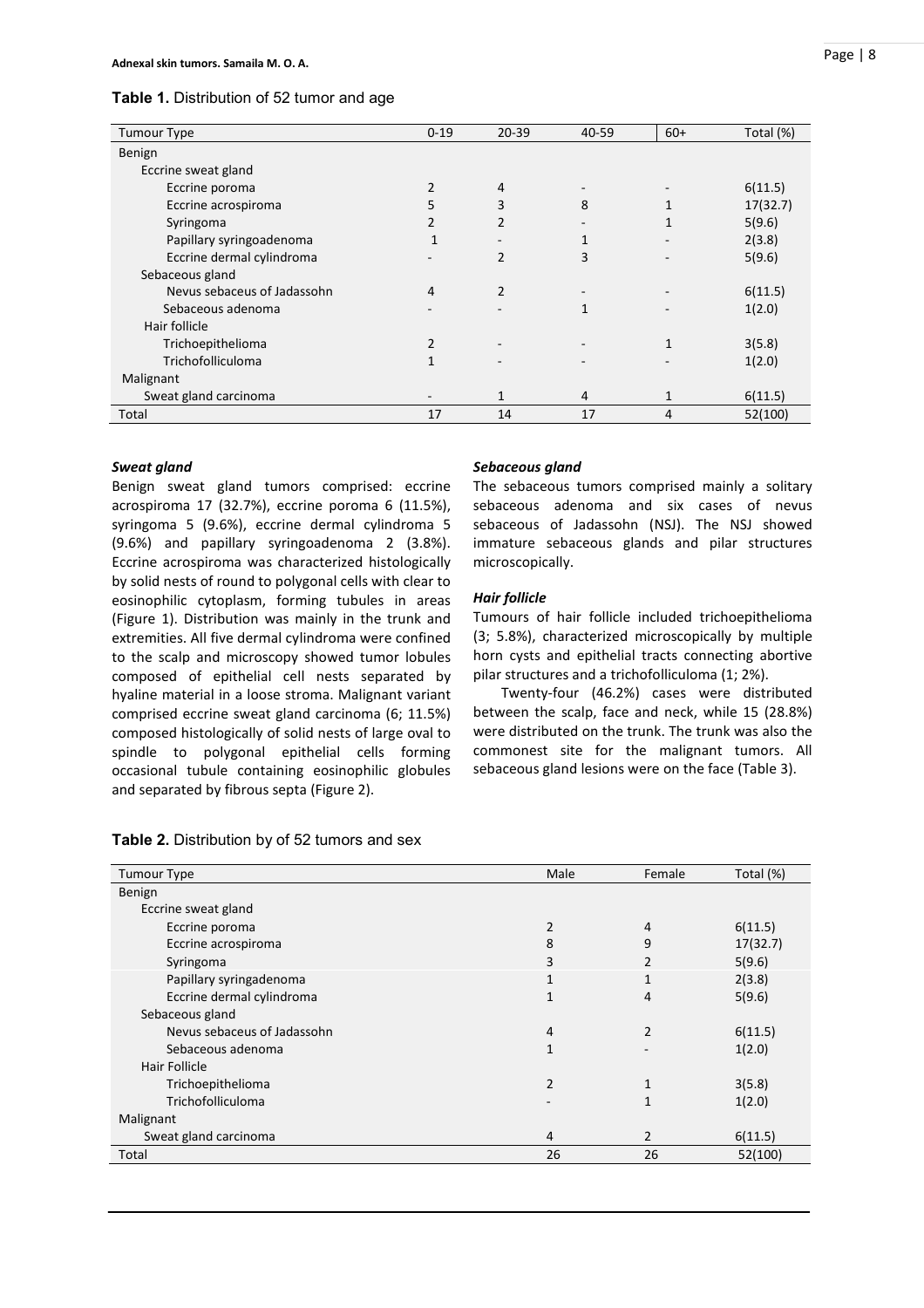**Table 1.** Distribution of 52 tumor and age

| Tumour Type | 0-19 | 20-39 | 40-59 | 60+ | Total (%) |
|---|---|---|---|---|---|
| Benign | | | | | |
| Eccrine sweat gland | | | | | |
| Eccrine poroma | 2 | 4 | - | - | 6(11.5) |
| Eccrine acrospiroma | 5 | 3 | 8 | 1 | 17(32.7) |
| Syringoma | 2 | 2 | - | 1 | 5(9.6) |
| Papillary syringoadenoma | 1 | - | 1 | - | 2(3.8) |
| Eccrine dermal cylindroma | - | 2 | 3 | - | 5(9.6) |
| Sebaceous gland | | | | | |
| Nevus sebaceus of Jadassohn | 4 | 2 | - | - | 6(11.5) |
| Sebaceous adenoma | - | - | 1 | - | 1(2.0) |
| Hair follicle | | | | | |
| Trichoepithelioma | 2 | - | - | 1 | 3(5.8) |
| Trichofolliculoma | 1 | - | - | - | 1(2.0) |
| Malignant | | | | | |
| Sweat gland carcinoma | - | 1 | 4 | 1 | 6(11.5) |
| Total | 17 | 14 | 17 | 4 | 52(100) |

### *Sweat gland*

Benign sweat gland tumors comprised: eccrine acrospiroma 17 (32.7%), eccrine poroma 6 (11.5%), syringoma 5 (9.6%), eccrine dermal cylindroma 5 (9.6%) and papillary syringoadenoma 2 (3.8%). Eccrine acrospiroma was characterized histologically by solid nests of round to polygonal cells with clear to eosinophilic cytoplasm, forming tubules in areas (Figure 1). Distribution was mainly in the trunk and extremities. All five dermal cylindroma were confined to the scalp and microscopy showed tumor lobules composed of epithelial cell nests separated by hyaline material in a loose stroma. Malignant variant comprised eccrine sweat gland carcinoma (6; 11.5%) composed histologically of solid nests of large oval to spindle to polygonal epithelial cells forming occasional tubule containing eosinophilic globules and separated by fibrous septa (Figure 2).

### *Sebaceous gland*

The sebaceous tumors comprised mainly a solitary sebaceous adenoma and six cases of nevus sebaceous of Jadassohn (NSJ). The NSJ showed immature sebaceous glands and pilar structures microscopically.

### *Hair follicle*

Tumours of hair follicle included trichoepithelioma (3; 5.8%), characterized microscopically by multiple horn cysts and epithelial tracts connecting abortive pilar structures and a trichofolliculoma (1; 2%).

Twenty-four (46.2%) cases were distributed between the scalp, face and neck, while 15 (28.8%) were distributed on the trunk. The trunk was also the commonest site for the malignant tumors. All sebaceous gland lesions were on the face (Table 3).

**Table 2.** Distribution by of 52 tumors and sex

| Tumour Type | Male | Female | Total (%) |
|---|---|---|---|
| Benign | | | |
| Eccrine sweat gland | | | |
| Eccrine poroma | 2 | 4 | 6(11.5) |
| Eccrine acrospiroma | 8 | 9 | 17(32.7) |
| Syringoma | 3 | 2 | 5(9.6) |
| Papillary syringadenoma | 1 | 1 | 2(3.8) |
| Eccrine dermal cylindroma | 1 | 4 | 5(9.6) |
| Sebaceous gland | | | |
| Nevus sebaceus of Jadassohn | 4 | 2 | 6(11.5) |
| Sebaceous adenoma | 1 | - | 1(2.0) |
| Hair Follicle | | | |
| Trichoepithelioma | 2 | 1 | 3(5.8) |
| Trichofolliculoma | - | 1 | 1(2.0) |
| Malignant | | | |
| Sweat gland carcinoma | 4 | 2 | 6(11.5) |
| Total | 26 | 26 | 52(100) |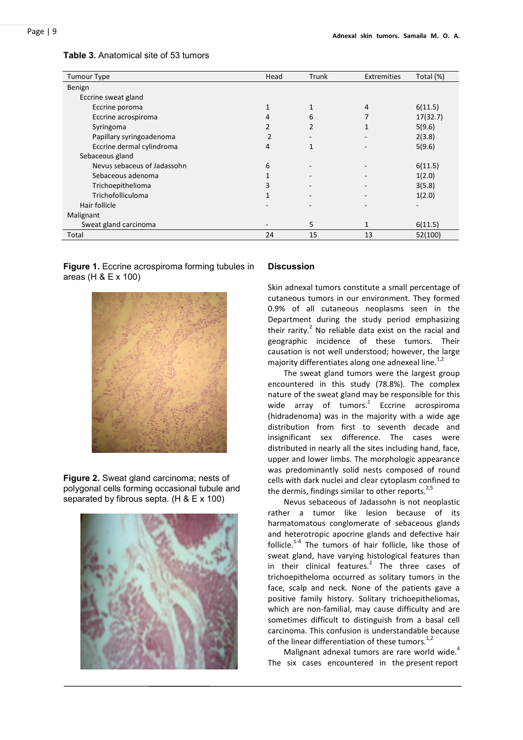**Table 3.** Anatomical site of 53 tumors

| Tumour Type | Head | Trunk | Extremities | Total (%) |
|---|---|---|---|---|
| Benign | | | | |
| Eccrine sweat gland | | | | |
| Eccrine poroma | 1 | 1 | 4 | 6(11.5) |
| Eccrine acrospiroma | 4 | 6 | 7 | 17(32.7) |
| Syringoma | 2 | 2 | 1 | 5(9.6) |
| Papillary syringoadenoma | 2 | - | - | 2(3.8) |
| Eccrine dermal cylindroma | 4 | 1 | - | 5(9.6) |
| Sebaceous gland | | | | |
| Nevus sebaceous of Jadassohn | 6 | - | - | 6(11.5) |
| Sebaceous adenoma | 1 | - | - | 1(2.0) |
| Trichoepithelioma | 3 | - | - | 3(5.8) |
| Trichofolliculoma | 1 | - | - | 1(2.0) |
| Hair follicle | - | - | - | - |
| Malignant | | | | |
| Sweat gland carcinoma | - | 5 | 1 | 6(11.5) |
| Total | 24 | 15 | 13 | 52(100) |

**Figure 1.** Eccrine acrospiroma forming tubules in areas (H & E x 100)

**Figure 2.** Sweat gland carcinoma; nests of polygonal cells forming occasional tubule and separated by fibrous septa. (H & E x 100)

## Discussion

Skin adnexal tumors constitute a small percentage of cutaneous tumors in our environment. They formed 0.9% of all cutaneous neoplasms seen in the Department during the study period emphasizing their rarity.[2] No reliable data exist on the racial and geographic incidence of these tumors. Their causation is not well understood; however, the large majority differentiates along one adnexeal line.[1,2]

The sweat gland tumors were the largest group encountered in this study (78.8%). The complex nature of the sweat gland may be responsible for this wide array of tumors.[1] Eccrine acrospiroma (hidradenoma) was in the majority with a wide age distribution from first to seventh decade and insignificant sex difference. The cases were distributed in nearly all the sites including hand, face, upper and lower limbs. The morphologic appearance was predominantly solid nests composed of round cells with dark nuclei and clear cytoplasm confined to the dermis, findings similar to other reports.[2,5]

Nevus sebaceous of Jadassohn is not neoplastic rather a tumor like lesion because of its harmatomatous conglomerate of sebaceous glands and heterotropic apocrine glands and defective hair follicle.[1-4] The tumors of hair follicle, like those of sweat gland, have varying histological features than in their clinical features.[2] The three cases of trichoepitheloma occurred as solitary tumors in the face, scalp and neck. None of the patients gave a positive family history. Solitary trichoepitheliomas, which are non-familial, may cause difficulty and are sometimes difficult to distinguish from a basal cell carcinoma. This confusion is understandable because of the linear differentiation of these tumors.[1,2]

Malignant adnexal tumors are rare world wide.[4] The six cases encountered in the present report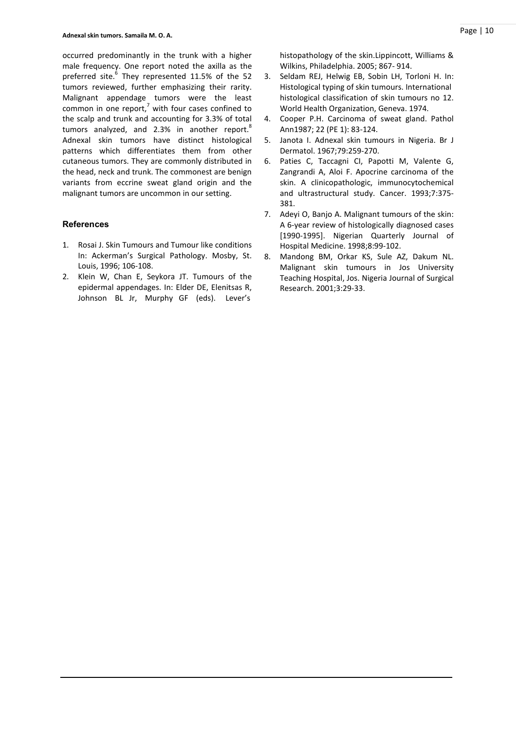occurred predominantly in the trunk with a higher male frequency. One report noted the axilla as the preferred site.[6] They represented 11.5% of the 52 tumors reviewed, further emphasizing their rarity. Malignant appendage tumors were the least common in one report,[7] with four cases confined to the scalp and trunk and accounting for 3.3% of total tumors analyzed, and 2.3% in another report.[8] Adnexal skin tumors have distinct histological patterns which differentiates them from other cutaneous tumors. They are commonly distributed in the head, neck and trunk. The commonest are benign variants from eccrine sweat gland origin and the malignant tumors are uncommon in our setting.

## References

1. Rosai J. Skin Tumours and Tumour like conditions In: Ackerman's Surgical Pathology. Mosby, St. Louis, 1996; 106-108.
2. Klein W, Chan E, Seykora JT. Tumours of the epidermal appendages. In: Elder DE, Elenitsas R, Johnson BL Jr, Murphy GF (eds). Lever's histopathology of the skin.Lippincott, Williams & Wilkins, Philadelphia. 2005; 867- 914.
3. Seldam REJ, Helwig EB, Sobin LH, Torloni H. In: Histological typing of skin tumours. International histological classification of skin tumours no 12. World Health Organization, Geneva. 1974.
4. Cooper P.H. Carcinoma of sweat gland. Pathol Ann1987; 22 (PE 1): 83-124.
5. Janota I. Adnexal skin tumours in Nigeria. Br J Dermatol. 1967;79:259-270.
6. Paties C, Taccagni CI, Papotti M, Valente G, Zangrandi A, Aloi F. Apocrine carcinoma of the skin. A clinicopathologic, immunocytochemical and ultrastructural study. Cancer. 1993;7:375-381.
7. Adeyi O, Banjo A. Malignant tumours of the skin: A 6-year review of histologically diagnosed cases [1990-1995]. Nigerian Quarterly Journal of Hospital Medicine. 1998;8:99-102.
8. Mandong BM, Orkar KS, Sule AZ, Dakum NL. Malignant skin tumours in Jos University Teaching Hospital, Jos. Nigeria Journal of Surgical Research. 2001;3:29-33.